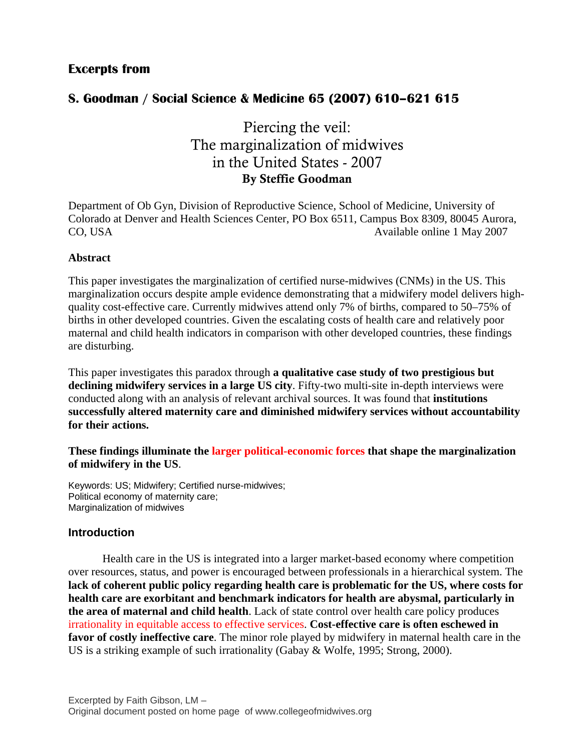**Excerpts from**

**S. Goodman / Social Science & Medicine 65 (2007) 610–621 615**

# Piercing the veil: The marginalization of midwives in the United States - 2007

**By Steffie Goodman**

Department of Ob Gyn, Division of Reproductive Science, School of Medicine, University of Colorado at Denver and Health Sciences Center, PO Box 6511, Campus Box 8309, 80045 Aurora, CO, USA

Available online 1 May 2007

## Abstract

This paper investigates the marginalization of certified nurse-midwives (CNMs) in the US. This marginalization occurs despite ample evidence demonstrating that a midwifery model delivers high-quality cost-effective care. Currently midwives attend only 7% of births, compared to 50–75% of births in other developed countries. Given the escalating costs of health care and relatively poor maternal and child health indicators in comparison with other developed countries, these findings are disturbing.

This paper investigates this paradox through **a qualitative case study of two prestigious but declining midwifery services in a large US city**. Fifty-two multi-site in-depth interviews were conducted along with an analysis of relevant archival sources. It was found that **institutions successfully altered maternity care and diminished midwifery services without accountability for their actions.**

**These findings illuminate the larger political-economic forces that shape the marginalization of midwifery in the US**.

Keywords: US; Midwifery; Certified nurse-midwives; Political economy of maternity care; Marginalization of midwives

## Introduction

Health care in the US is integrated into a larger market-based economy where competition over resources, status, and power is encouraged between professionals in a hierarchical system. The **lack of coherent public policy regarding health care is problematic for the US, where costs for health care are exorbitant and benchmark indicators for health are abysmal, particularly in the area of maternal and child health**. Lack of state control over health care policy produces irrationality in equitable access to effective services. **Cost-effective care is often eschewed in favor of costly ineffective care**. The minor role played by midwifery in maternal health care in the US is a striking example of such irrationality (Gabay & Wolfe, 1995; Strong, 2000).

Excerpted by Faith Gibson, LM –
Original document posted on home page of www.collegeofmidwives.org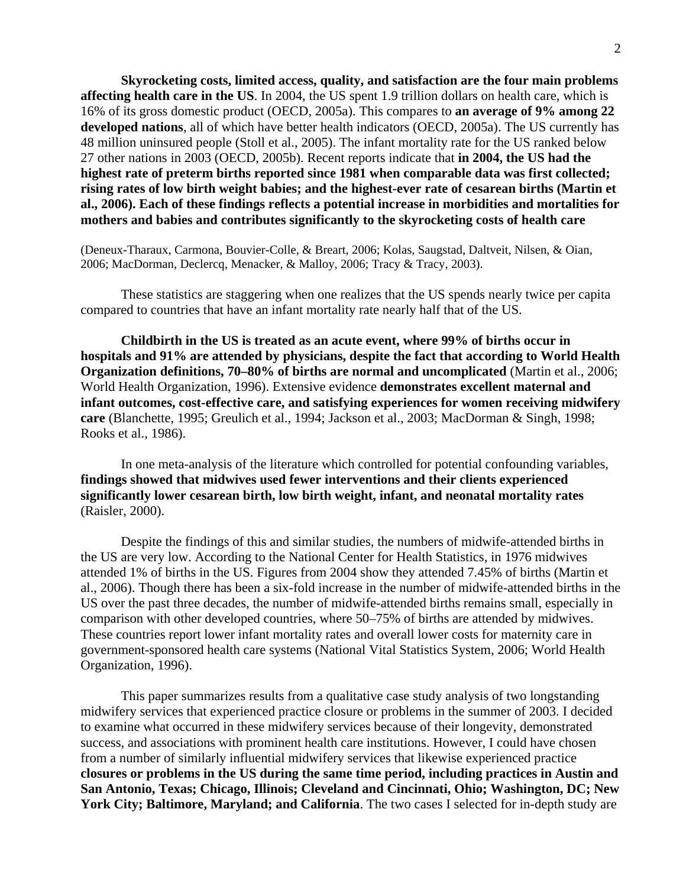**Skyrocketing costs, limited access, quality, and satisfaction are the four main problems affecting health care in the US**. In 2004, the US spent 1.9 trillion dollars on health care, which is 16% of its gross domestic product (OECD, 2005a). This compares to **an average of 9% among 22 developed nations**, all of which have better health indicators (OECD, 2005a). The US currently has 48 million uninsured people (Stoll et al., 2005). The infant mortality rate for the US ranked below 27 other nations in 2003 (OECD, 2005b). Recent reports indicate that **in 2004, the US had the highest rate of preterm births reported since 1981 when comparable data was first collected; rising rates of low birth weight babies; and the highest-ever rate of cesarean births (Martin et al., 2006). Each of these findings reflects a potential increase in morbidities and mortalities for mothers and babies and contributes significantly to the skyrocketing costs of health care**

(Deneux-Tharaux, Carmona, Bouvier-Colle, & Breart, 2006; Kolas, Saugstad, Daltveit, Nilsen, & Oian, 2006; MacDorman, Declercq, Menacker, & Malloy, 2006; Tracy & Tracy, 2003).

These statistics are staggering when one realizes that the US spends nearly twice per capita compared to countries that have an infant mortality rate nearly half that of the US.

**Childbirth in the US is treated as an acute event, where 99% of births occur in hospitals and 91% are attended by physicians, despite the fact that according to World Health Organization definitions, 70–80% of births are normal and uncomplicated** (Martin et al., 2006; World Health Organization, 1996). Extensive evidence **demonstrates excellent maternal and infant outcomes, cost-effective care, and satisfying experiences for women receiving midwifery care** (Blanchette, 1995; Greulich et al., 1994; Jackson et al., 2003; MacDorman & Singh, 1998; Rooks et al., 1986).

In one meta-analysis of the literature which controlled for potential confounding variables, **findings showed that midwives used fewer interventions and their clients experienced significantly lower cesarean birth, low birth weight, infant, and neonatal mortality rates** (Raisler, 2000).

Despite the findings of this and similar studies, the numbers of midwife-attended births in the US are very low. According to the National Center for Health Statistics, in 1976 midwives attended 1% of births in the US. Figures from 2004 show they attended 7.45% of births (Martin et al., 2006). Though there has been a six-fold increase in the number of midwife-attended births in the US over the past three decades, the number of midwife-attended births remains small, especially in comparison with other developed countries, where 50–75% of births are attended by midwives. These countries report lower infant mortality rates and overall lower costs for maternity care in government-sponsored health care systems (National Vital Statistics System, 2006; World Health Organization, 1996).

This paper summarizes results from a qualitative case study analysis of two longstanding midwifery services that experienced practice closure or problems in the summer of 2003. I decided to examine what occurred in these midwifery services because of their longevity, demonstrated success, and associations with prominent health care institutions. However, I could have chosen from a number of similarly influential midwifery services that likewise experienced practice **closures or problems in the US during the same time period, including practices in Austin and San Antonio, Texas; Chicago, Illinois; Cleveland and Cincinnati, Ohio; Washington, DC; New York City; Baltimore, Maryland; and California**. The two cases I selected for in-depth study are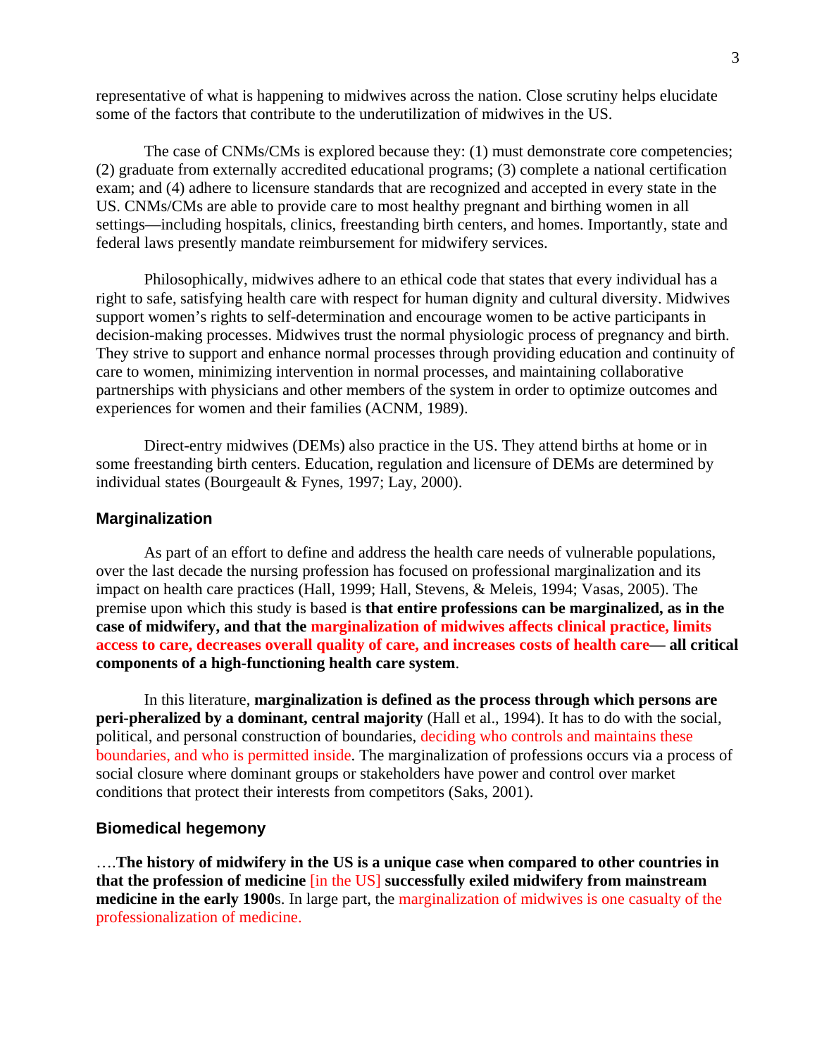representative of what is happening to midwives across the nation. Close scrutiny helps elucidate some of the factors that contribute to the underutilization of midwives in the US.

The case of CNMs/CMs is explored because they: (1) must demonstrate core competencies; (2) graduate from externally accredited educational programs; (3) complete a national certification exam; and (4) adhere to licensure standards that are recognized and accepted in every state in the US. CNMs/CMs are able to provide care to most healthy pregnant and birthing women in all settings—including hospitals, clinics, freestanding birth centers, and homes. Importantly, state and federal laws presently mandate reimbursement for midwifery services.

Philosophically, midwives adhere to an ethical code that states that every individual has a right to safe, satisfying health care with respect for human dignity and cultural diversity. Midwives support women's rights to self-determination and encourage women to be active participants in decision-making processes. Midwives trust the normal physiologic process of pregnancy and birth. They strive to support and enhance normal processes through providing education and continuity of care to women, minimizing intervention in normal processes, and maintaining collaborative partnerships with physicians and other members of the system in order to optimize outcomes and experiences for women and their families (ACNM, 1989).

Direct-entry midwives (DEMs) also practice in the US. They attend births at home or in some freestanding birth centers. Education, regulation and licensure of DEMs are determined by individual states (Bourgeault & Fynes, 1997; Lay, 2000).

## Marginalization

As part of an effort to define and address the health care needs of vulnerable populations, over the last decade the nursing profession has focused on professional marginalization and its impact on health care practices (Hall, 1999; Hall, Stevens, & Meleis, 1994; Vasas, 2005). The premise upon which this study is based is **that entire professions can be marginalized, as in the case of midwifery, and that the marginalization of midwives affects clinical practice, limits access to care, decreases overall quality of care, and increases costs of health care— all critical components of a high-functioning health care system**.

In this literature, **marginalization is defined as the process through which persons are peri-pheralized by a dominant, central majority** (Hall et al., 1994). It has to do with the social, political, and personal construction of boundaries, deciding who controls and maintains these boundaries, and who is permitted inside. The marginalization of professions occurs via a process of social closure where dominant groups or stakeholders have power and control over market conditions that protect their interests from competitors (Saks, 2001).

## Biomedical hegemony

….**The history of midwifery in the US is a unique case when compared to other countries in that the profession of medicine** [in the US] **successfully exiled midwifery from mainstream medicine in the early 1900**s. In large part, the marginalization of midwives is one casualty of the professionalization of medicine.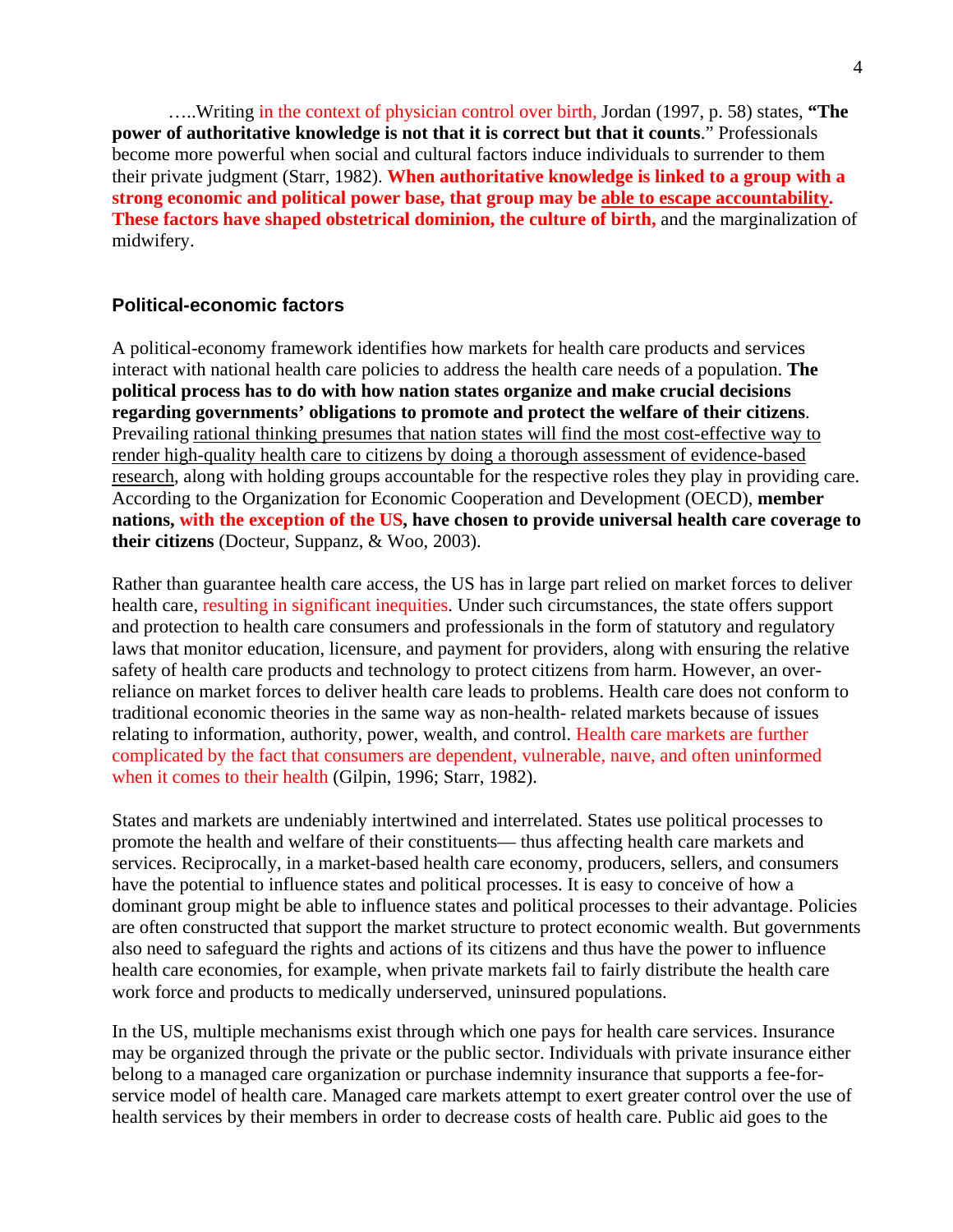…..Writing in the context of physician control over birth, Jordan (1997, p. 58) states, **"The power of authoritative knowledge is not that it is correct but that it counts**." Professionals become more powerful when social and cultural factors induce individuals to surrender to them their private judgment (Starr, 1982). **When authoritative knowledge is linked to a group with a strong economic and political power base, that group may be able to escape accountability. These factors have shaped obstetrical dominion, the culture of birth,** and the marginalization of midwifery.

### Political-economic factors

A political-economy framework identifies how markets for health care products and services interact with national health care policies to address the health care needs of a population. **The political process has to do with how nation states organize and make crucial decisions regarding governments' obligations to promote and protect the welfare of their citizens**. Prevailing rational thinking presumes that nation states will find the most cost-effective way to render high-quality health care to citizens by doing a thorough assessment of evidence-based research, along with holding groups accountable for the respective roles they play in providing care. According to the Organization for Economic Cooperation and Development (OECD), **member nations, with the exception of the US, have chosen to provide universal health care coverage to their citizens** (Docteur, Suppanz, & Woo, 2003).

Rather than guarantee health care access, the US has in large part relied on market forces to deliver health care, resulting in significant inequities. Under such circumstances, the state offers support and protection to health care consumers and professionals in the form of statutory and regulatory laws that monitor education, licensure, and payment for providers, along with ensuring the relative safety of health care products and technology to protect citizens from harm. However, an over-reliance on market forces to deliver health care leads to problems. Health care does not conform to traditional economic theories in the same way as non-health- related markets because of issues relating to information, authority, power, wealth, and control. Health care markets are further complicated by the fact that consumers are dependent, vulnerable, naıve, and often uninformed when it comes to their health (Gilpin, 1996; Starr, 1982).

States and markets are undeniably intertwined and interrelated. States use political processes to promote the health and welfare of their constituents— thus affecting health care markets and services. Reciprocally, in a market-based health care economy, producers, sellers, and consumers have the potential to influence states and political processes. It is easy to conceive of how a dominant group might be able to influence states and political processes to their advantage. Policies are often constructed that support the market structure to protect economic wealth. But governments also need to safeguard the rights and actions of its citizens and thus have the power to influence health care economies, for example, when private markets fail to fairly distribute the health care work force and products to medically underserved, uninsured populations.

In the US, multiple mechanisms exist through which one pays for health care services. Insurance may be organized through the private or the public sector. Individuals with private insurance either belong to a managed care organization or purchase indemnity insurance that supports a fee-for-service model of health care. Managed care markets attempt to exert greater control over the use of health services by their members in order to decrease costs of health care. Public aid goes to the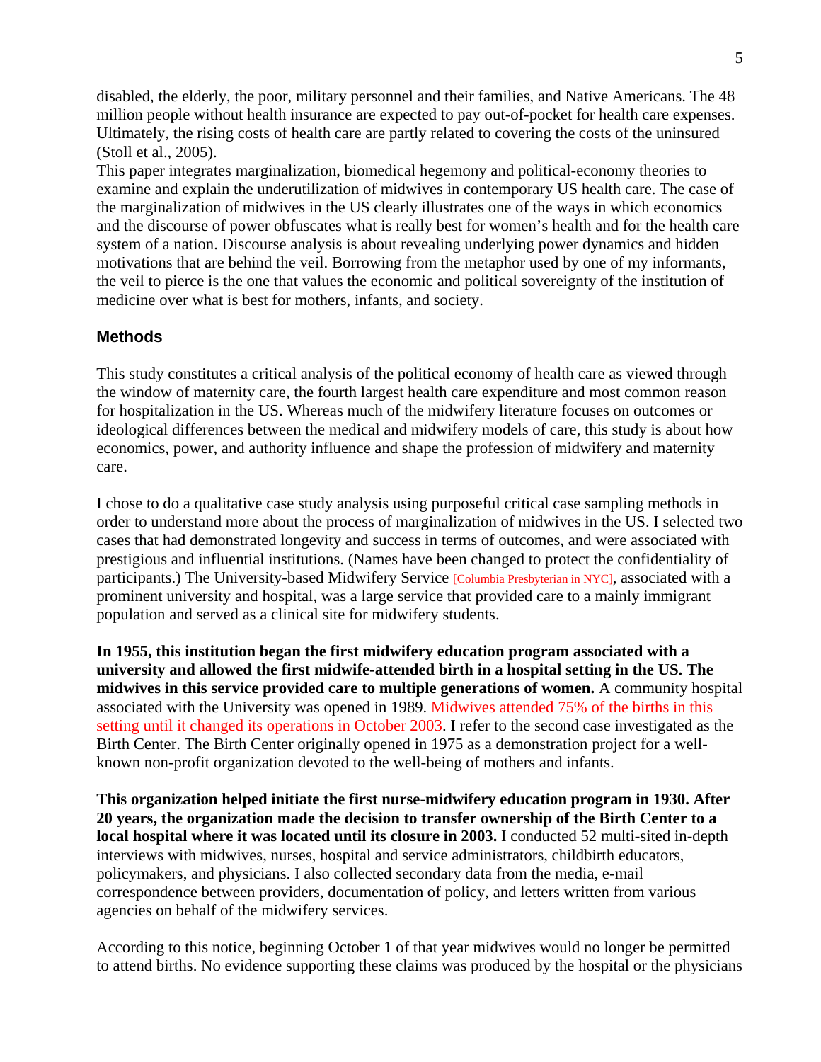disabled, the elderly, the poor, military personnel and their families, and Native Americans. The 48 million people without health insurance are expected to pay out-of-pocket for health care expenses. Ultimately, the rising costs of health care are partly related to covering the costs of the uninsured (Stoll et al., 2005).
This paper integrates marginalization, biomedical hegemony and political-economy theories to examine and explain the underutilization of midwives in contemporary US health care. The case of the marginalization of midwives in the US clearly illustrates one of the ways in which economics and the discourse of power obfuscates what is really best for women's health and for the health care system of a nation. Discourse analysis is about revealing underlying power dynamics and hidden motivations that are behind the veil. Borrowing from the metaphor used by one of my informants, the veil to pierce is the one that values the economic and political sovereignty of the institution of medicine over what is best for mothers, infants, and society.

## Methods

This study constitutes a critical analysis of the political economy of health care as viewed through the window of maternity care, the fourth largest health care expenditure and most common reason for hospitalization in the US. Whereas much of the midwifery literature focuses on outcomes or ideological differences between the medical and midwifery models of care, this study is about how economics, power, and authority influence and shape the profession of midwifery and maternity care.

I chose to do a qualitative case study analysis using purposeful critical case sampling methods in order to understand more about the process of marginalization of midwives in the US. I selected two cases that had demonstrated longevity and success in terms of outcomes, and were associated with prestigious and influential institutions. (Names have been changed to protect the confidentiality of participants.) The University-based Midwifery Service [Columbia Presbyterian in NYC], associated with a prominent university and hospital, was a large service that provided care to a mainly immigrant population and served as a clinical site for midwifery students.

**In 1955, this institution began the first midwifery education program associated with a university and allowed the first midwife-attended birth in a hospital setting in the US. The midwives in this service provided care to multiple generations of women.** A community hospital associated with the University was opened in 1989. Midwives attended 75% of the births in this setting until it changed its operations in October 2003. I refer to the second case investigated as the Birth Center. The Birth Center originally opened in 1975 as a demonstration project for a well-known non-profit organization devoted to the well-being of mothers and infants.

**This organization helped initiate the first nurse-midwifery education program in 1930. After 20 years, the organization made the decision to transfer ownership of the Birth Center to a local hospital where it was located until its closure in 2003.** I conducted 52 multi-sited in-depth interviews with midwives, nurses, hospital and service administrators, childbirth educators, policymakers, and physicians. I also collected secondary data from the media, e-mail correspondence between providers, documentation of policy, and letters written from various agencies on behalf of the midwifery services.

According to this notice, beginning October 1 of that year midwives would no longer be permitted to attend births. No evidence supporting these claims was produced by the hospital or the physicians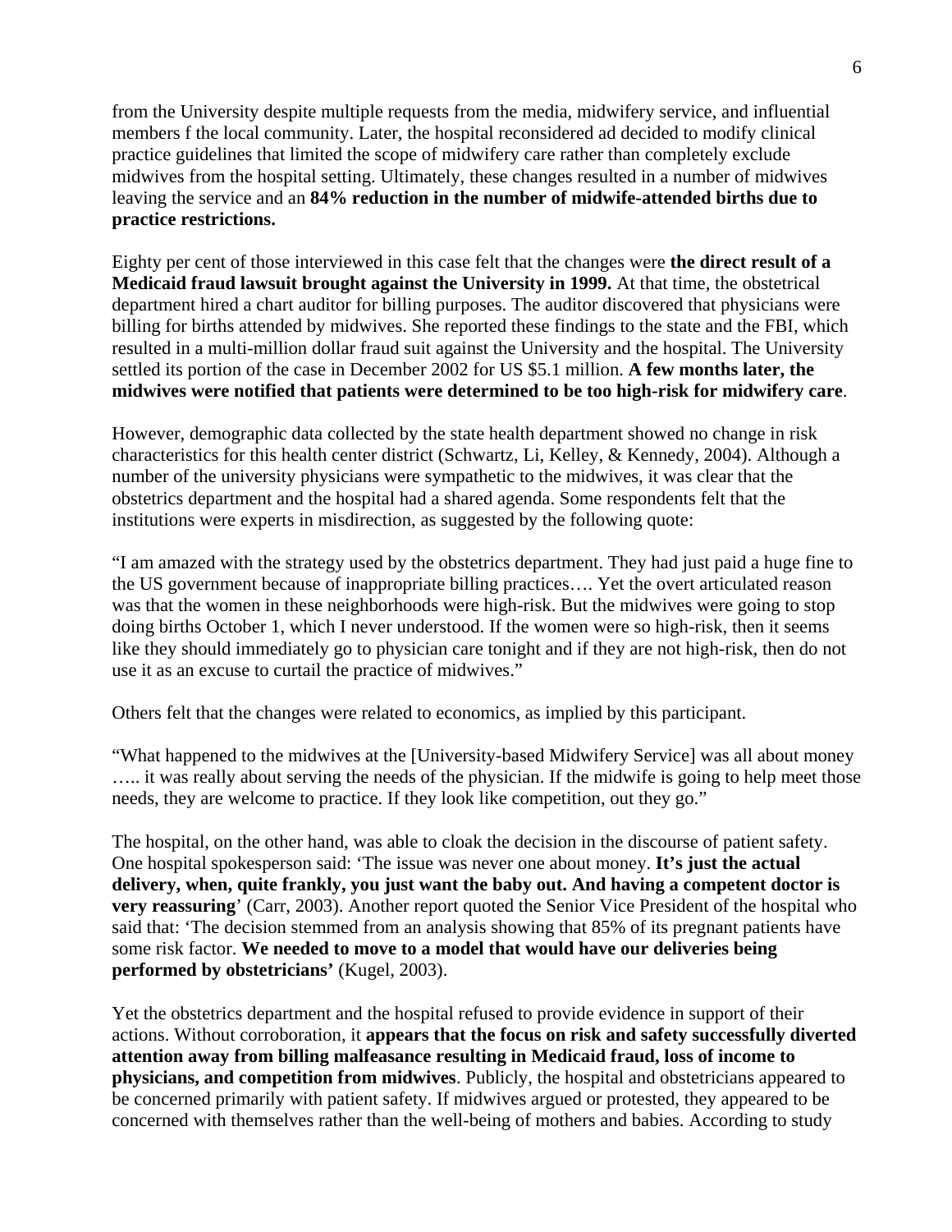from the University despite multiple requests from the media, midwifery service, and influential members f the local community. Later, the hospital reconsidered ad decided to modify clinical practice guidelines that limited the scope of midwifery care rather than completely exclude midwives from the hospital setting. Ultimately, these changes resulted in a number of midwives leaving the service and an **84% reduction in the number of midwife-attended births due to practice restrictions.**

Eighty per cent of those interviewed in this case felt that the changes were **the direct result of a Medicaid fraud lawsuit brought against the University in 1999.** At that time, the obstetrical department hired a chart auditor for billing purposes. The auditor discovered that physicians were billing for births attended by midwives. She reported these findings to the state and the FBI, which resulted in a multi-million dollar fraud suit against the University and the hospital. The University settled its portion of the case in December 2002 for US $5.1 million. **A few months later, the midwives were notified that patients were determined to be too high-risk for midwifery care**.

However, demographic data collected by the state health department showed no change in risk characteristics for this health center district (Schwartz, Li, Kelley, & Kennedy, 2004). Although a number of the university physicians were sympathetic to the midwives, it was clear that the obstetrics department and the hospital had a shared agenda. Some respondents felt that the institutions were experts in misdirection, as suggested by the following quote:

"I am amazed with the strategy used by the obstetrics department. They had just paid a huge fine to the US government because of inappropriate billing practices…. Yet the overt articulated reason was that the women in these neighborhoods were high-risk. But the midwives were going to stop doing births October 1, which I never understood. If the women were so high-risk, then it seems like they should immediately go to physician care tonight and if they are not high-risk, then do not use it as an excuse to curtail the practice of midwives."

Others felt that the changes were related to economics, as implied by this participant.

"What happened to the midwives at the [University-based Midwifery Service] was all about money ….. it was really about serving the needs of the physician. If the midwife is going to help meet those needs, they are welcome to practice. If they look like competition, out they go."

The hospital, on the other hand, was able to cloak the decision in the discourse of patient safety. One hospital spokesperson said: 'The issue was never one about money. **It's just the actual delivery, when, quite frankly, you just want the baby out. And having a competent doctor is very reassuring**' (Carr, 2003). Another report quoted the Senior Vice President of the hospital who said that: 'The decision stemmed from an analysis showing that 85% of its pregnant patients have some risk factor. **We needed to move to a model that would have our deliveries being performed by obstetricians'** (Kugel, 2003).

Yet the obstetrics department and the hospital refused to provide evidence in support of their actions. Without corroboration, it **appears that the focus on risk and safety successfully diverted attention away from billing malfeasance resulting in Medicaid fraud, loss of income to physicians, and competition from midwives**. Publicly, the hospital and obstetricians appeared to be concerned primarily with patient safety. If midwives argued or protested, they appeared to be concerned with themselves rather than the well-being of mothers and babies. According to study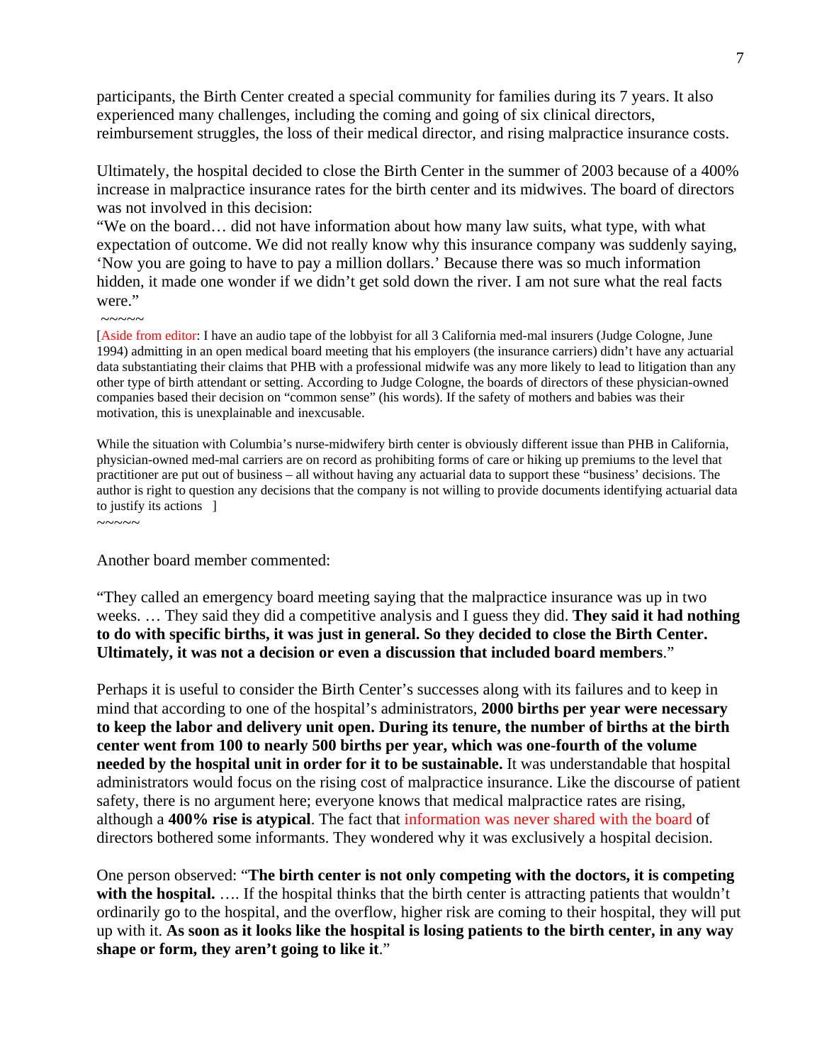participants, the Birth Center created a special community for families during its 7 years. It also experienced many challenges, including the coming and going of six clinical directors, reimbursement struggles, the loss of their medical director, and rising malpractice insurance costs.

Ultimately, the hospital decided to close the Birth Center in the summer of 2003 because of a 400% increase in malpractice insurance rates for the birth center and its midwives. The board of directors was not involved in this decision:

"We on the board… did not have information about how many law suits, what type, with what expectation of outcome. We did not really know why this insurance company was suddenly saying, 'Now you are going to have to pay a million dollars.' Because there was so much information hidden, it made one wonder if we didn't get sold down the river. I am not sure what the real facts were."

~~~~~

[Aside from editor: I have an audio tape of the lobbyist for all 3 California med-mal insurers (Judge Cologne, June 1994) admitting in an open medical board meeting that his employers (the insurance carriers) didn't have any actuarial data substantiating their claims that PHB with a professional midwife was any more likely to lead to litigation than any other type of birth attendant or setting. According to Judge Cologne, the boards of directors of these physician-owned companies based their decision on "common sense" (his words). If the safety of mothers and babies was their motivation, this is unexplainable and inexcusable.

While the situation with Columbia's nurse-midwifery birth center is obviously different issue than PHB in California, physician-owned med-mal carriers are on record as prohibiting forms of care or hiking up premiums to the level that practitioner are put out of business – all without having any actuarial data to support these "business' decisions. The author is right to question any decisions that the company is not willing to provide documents identifying actuarial data to justify its actions ]

~~~~~

Another board member commented:

"They called an emergency board meeting saying that the malpractice insurance was up in two weeks. … They said they did a competitive analysis and I guess they did. **They said it had nothing to do with specific births, it was just in general. So they decided to close the Birth Center. Ultimately, it was not a decision or even a discussion that included board members**."

Perhaps it is useful to consider the Birth Center's successes along with its failures and to keep in mind that according to one of the hospital's administrators, **2000 births per year were necessary to keep the labor and delivery unit open. During its tenure, the number of births at the birth center went from 100 to nearly 500 births per year, which was one-fourth of the volume needed by the hospital unit in order for it to be sustainable.** It was understandable that hospital administrators would focus on the rising cost of malpractice insurance. Like the discourse of patient safety, there is no argument here; everyone knows that medical malpractice rates are rising, although a **400% rise is atypical**. The fact that information was never shared with the board of directors bothered some informants. They wondered why it was exclusively a hospital decision.

One person observed: "**The birth center is not only competing with the doctors, it is competing with the hospital.** …. If the hospital thinks that the birth center is attracting patients that wouldn't ordinarily go to the hospital, and the overflow, higher risk are coming to their hospital, they will put up with it. **As soon as it looks like the hospital is losing patients to the birth center, in any way shape or form, they aren't going to like it**."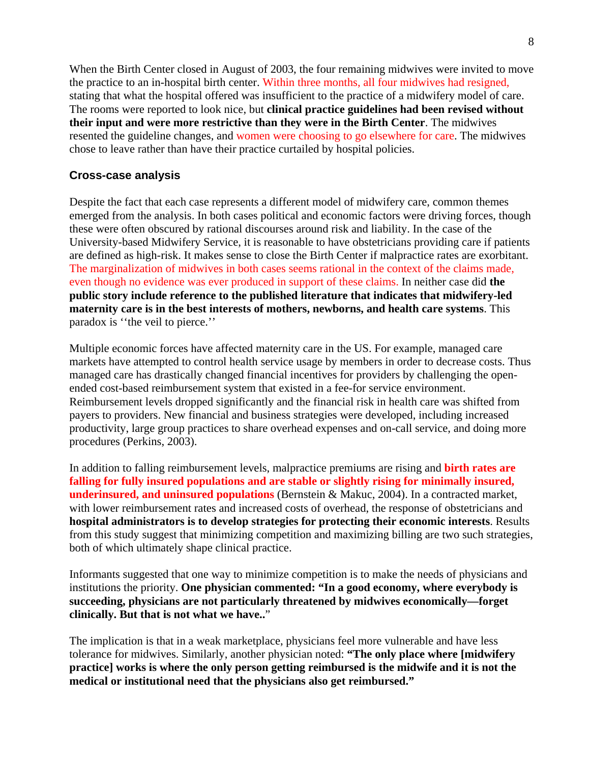When the Birth Center closed in August of 2003, the four remaining midwives were invited to move the practice to an in-hospital birth center. Within three months, all four midwives had resigned, stating that what the hospital offered was insufficient to the practice of a midwifery model of care. The rooms were reported to look nice, but **clinical practice guidelines had been revised without their input and were more restrictive than they were in the Birth Center**. The midwives resented the guideline changes, and women were choosing to go elsewhere for care. The midwives chose to leave rather than have their practice curtailed by hospital policies.

## Cross-case analysis

Despite the fact that each case represents a different model of midwifery care, common themes emerged from the analysis. In both cases political and economic factors were driving forces, though these were often obscured by rational discourses around risk and liability. In the case of the University-based Midwifery Service, it is reasonable to have obstetricians providing care if patients are defined as high-risk. It makes sense to close the Birth Center if malpractice rates are exorbitant. The marginalization of midwives in both cases seems rational in the context of the claims made, even though no evidence was ever produced in support of these claims. In neither case did **the public story include reference to the published literature that indicates that midwifery-led maternity care is in the best interests of mothers, newborns, and health care systems**. This paradox is ''the veil to pierce.''

Multiple economic forces have affected maternity care in the US. For example, managed care markets have attempted to control health service usage by members in order to decrease costs. Thus managed care has drastically changed financial incentives for providers by challenging the open-ended cost-based reimbursement system that existed in a fee-for service environment. Reimbursement levels dropped significantly and the financial risk in health care was shifted from payers to providers. New financial and business strategies were developed, including increased productivity, large group practices to share overhead expenses and on-call service, and doing more procedures (Perkins, 2003).

In addition to falling reimbursement levels, malpractice premiums are rising and **birth rates are falling for fully insured populations and are stable or slightly rising for minimally insured, underinsured, and uninsured populations** (Bernstein & Makuc, 2004). In a contracted market, with lower reimbursement rates and increased costs of overhead, the response of obstetricians and **hospital administrators is to develop strategies for protecting their economic interests**. Results from this study suggest that minimizing competition and maximizing billing are two such strategies, both of which ultimately shape clinical practice.

Informants suggested that one way to minimize competition is to make the needs of physicians and institutions the priority. **One physician commented: "In a good economy, where everybody is succeeding, physicians are not particularly threatened by midwives economically—forget clinically. But that is not what we have..**"

The implication is that in a weak marketplace, physicians feel more vulnerable and have less tolerance for midwives. Similarly, another physician noted: **"The only place where [midwifery practice] works is where the only person getting reimbursed is the midwife and it is not the medical or institutional need that the physicians also get reimbursed."**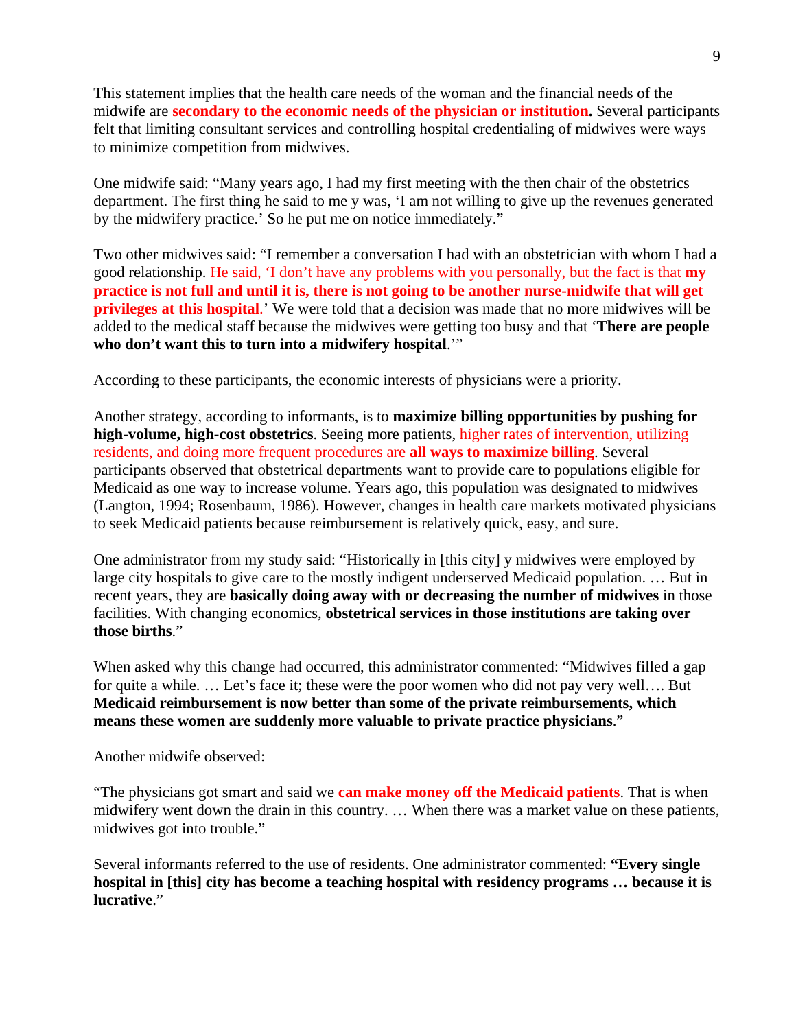This statement implies that the health care needs of the woman and the financial needs of the midwife are **secondary to the economic needs of the physician or institution.** Several participants felt that limiting consultant services and controlling hospital credentialing of midwives were ways to minimize competition from midwives.

One midwife said: "Many years ago, I had my first meeting with the then chair of the obstetrics department. The first thing he said to me y was, 'I am not willing to give up the revenues generated by the midwifery practice.' So he put me on notice immediately."

Two other midwives said: "I remember a conversation I had with an obstetrician with whom I had a good relationship. He said, 'I don't have any problems with you personally, but the fact is that **my practice is not full and until it is, there is not going to be another nurse-midwife that will get privileges at this hospital**.' We were told that a decision was made that no more midwives will be added to the medical staff because the midwives were getting too busy and that '**There are people who don't want this to turn into a midwifery hospital**.'"

According to these participants, the economic interests of physicians were a priority.

Another strategy, according to informants, is to **maximize billing opportunities by pushing for high-volume, high-cost obstetrics**. Seeing more patients, higher rates of intervention, utilizing residents, and doing more frequent procedures are **all ways to maximize billing**. Several participants observed that obstetrical departments want to provide care to populations eligible for Medicaid as one way to increase volume. Years ago, this population was designated to midwives (Langton, 1994; Rosenbaum, 1986). However, changes in health care markets motivated physicians to seek Medicaid patients because reimbursement is relatively quick, easy, and sure.

One administrator from my study said: "Historically in [this city] y midwives were employed by large city hospitals to give care to the mostly indigent underserved Medicaid population. … But in recent years, they are **basically doing away with or decreasing the number of midwives** in those facilities. With changing economics, **obstetrical services in those institutions are taking over those births**."

When asked why this change had occurred, this administrator commented: "Midwives filled a gap for quite a while. … Let's face it; these were the poor women who did not pay very well…. But **Medicaid reimbursement is now better than some of the private reimbursements, which means these women are suddenly more valuable to private practice physicians**."

Another midwife observed:

"The physicians got smart and said we **can make money off the Medicaid patients**. That is when midwifery went down the drain in this country. … When there was a market value on these patients, midwives got into trouble."

Several informants referred to the use of residents. One administrator commented: **"Every single hospital in [this] city has become a teaching hospital with residency programs … because it is lucrative**."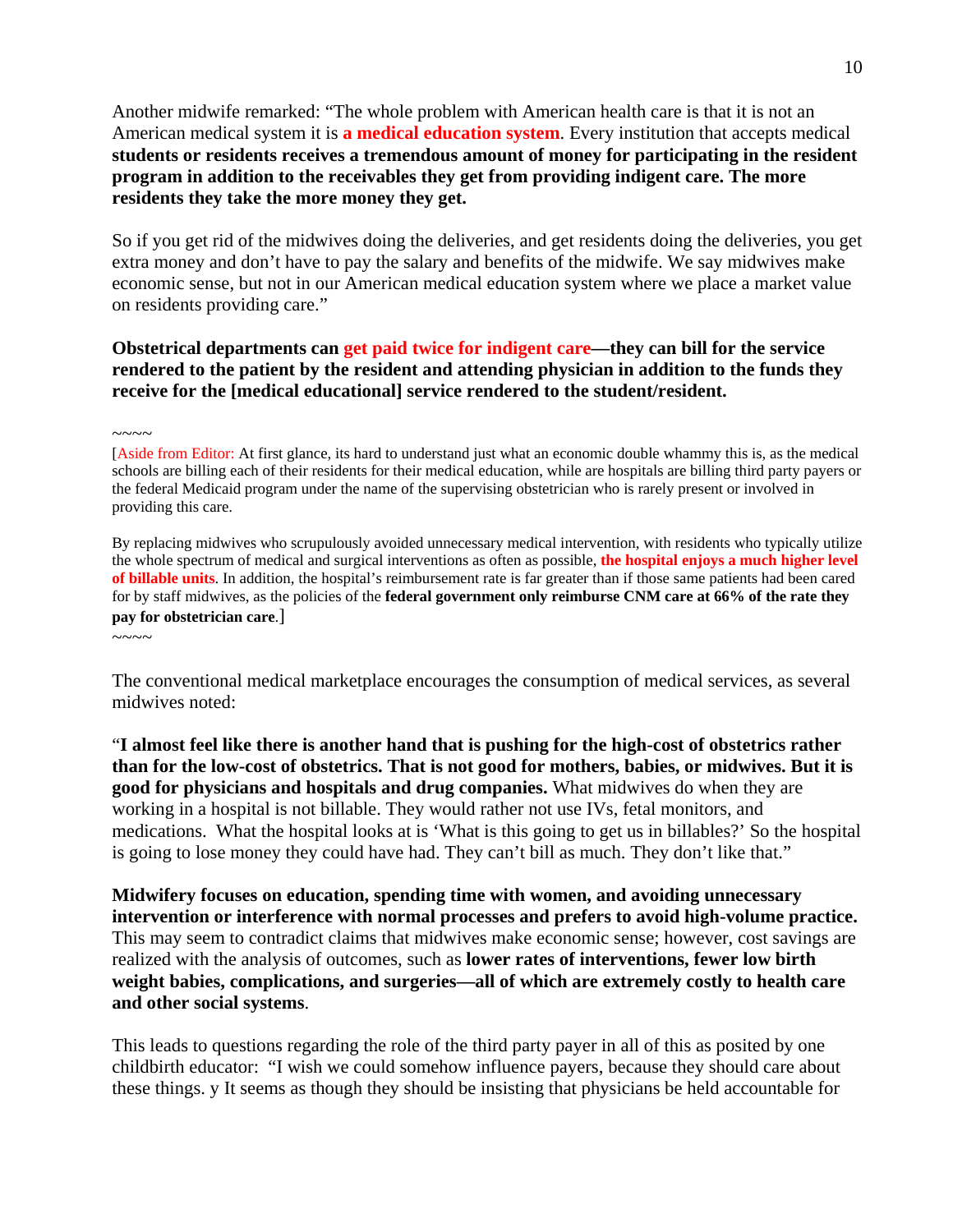Another midwife remarked: "The whole problem with American health care is that it is not an American medical system it is **a medical education system**. Every institution that accepts medical **students or residents receives a tremendous amount of money for participating in the resident program in addition to the receivables they get from providing indigent care. The more residents they take the more money they get.**

So if you get rid of the midwives doing the deliveries, and get residents doing the deliveries, you get extra money and don't have to pay the salary and benefits of the midwife. We say midwives make economic sense, but not in our American medical education system where we place a market value on residents providing care."

**Obstetrical departments can get paid twice for indigent care—they can bill for the service rendered to the patient by the resident and attending physician in addition to the funds they receive for the [medical educational] service rendered to the student/resident.**

~~~~

[Aside from Editor: At first glance, its hard to understand just what an economic double whammy this is, as the medical schools are billing each of their residents for their medical education, while are hospitals are billing third party payers or the federal Medicaid program under the name of the supervising obstetrician who is rarely present or involved in providing this care.

By replacing midwives who scrupulously avoided unnecessary medical intervention, with residents who typically utilize the whole spectrum of medical and surgical interventions as often as possible, **the hospital enjoys a much higher level of billable units**. In addition, the hospital's reimbursement rate is far greater than if those same patients had been cared for by staff midwives, as the policies of the **federal government only reimburse CNM care at 66% of the rate they pay for obstetrician care**.]

~~~~

The conventional medical marketplace encourages the consumption of medical services, as several midwives noted:

"**I almost feel like there is another hand that is pushing for the high-cost of obstetrics rather than for the low-cost of obstetrics. That is not good for mothers, babies, or midwives. But it is good for physicians and hospitals and drug companies.** What midwives do when they are working in a hospital is not billable. They would rather not use IVs, fetal monitors, and medications. What the hospital looks at is 'What is this going to get us in billables?' So the hospital is going to lose money they could have had. They can't bill as much. They don't like that."

**Midwifery focuses on education, spending time with women, and avoiding unnecessary intervention or interference with normal processes and prefers to avoid high-volume practice.** This may seem to contradict claims that midwives make economic sense; however, cost savings are realized with the analysis of outcomes, such as **lower rates of interventions, fewer low birth weight babies, complications, and surgeries—all of which are extremely costly to health care and other social systems**.

This leads to questions regarding the role of the third party payer in all of this as posited by one childbirth educator: "I wish we could somehow influence payers, because they should care about these things. y It seems as though they should be insisting that physicians be held accountable for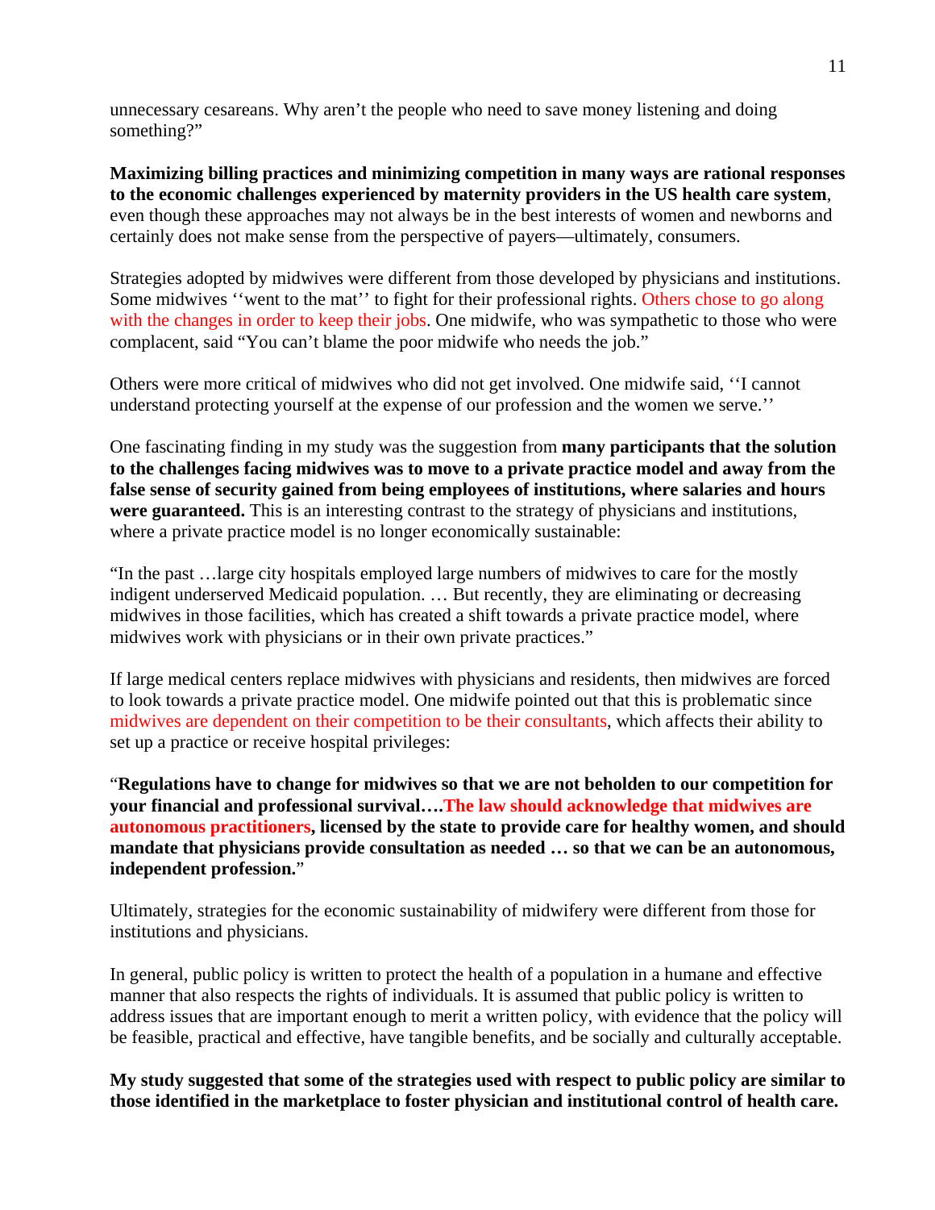unnecessary cesareans. Why aren't the people who need to save money listening and doing something?"

**Maximizing billing practices and minimizing competition in many ways are rational responses to the economic challenges experienced by maternity providers in the US health care system**, even though these approaches may not always be in the best interests of women and newborns and certainly does not make sense from the perspective of payers—ultimately, consumers.

Strategies adopted by midwives were different from those developed by physicians and institutions. Some midwives ''went to the mat'' to fight for their professional rights. Others chose to go along with the changes in order to keep their jobs. One midwife, who was sympathetic to those who were complacent, said "You can't blame the poor midwife who needs the job."

Others were more critical of midwives who did not get involved. One midwife said, ''I cannot understand protecting yourself at the expense of our profession and the women we serve.''

One fascinating finding in my study was the suggestion from **many participants that the solution to the challenges facing midwives was to move to a private practice model and away from the false sense of security gained from being employees of institutions, where salaries and hours were guaranteed.** This is an interesting contrast to the strategy of physicians and institutions, where a private practice model is no longer economically sustainable:

"In the past …large city hospitals employed large numbers of midwives to care for the mostly indigent underserved Medicaid population. … But recently, they are eliminating or decreasing midwives in those facilities, which has created a shift towards a private practice model, where midwives work with physicians or in their own private practices."

If large medical centers replace midwives with physicians and residents, then midwives are forced to look towards a private practice model. One midwife pointed out that this is problematic since midwives are dependent on their competition to be their consultants, which affects their ability to set up a practice or receive hospital privileges:

"**Regulations have to change for midwives so that we are not beholden to our competition for your financial and professional survival….The law should acknowledge that midwives are autonomous practitioners, licensed by the state to provide care for healthy women, and should mandate that physicians provide consultation as needed … so that we can be an autonomous, independent profession.**"

Ultimately, strategies for the economic sustainability of midwifery were different from those for institutions and physicians.

In general, public policy is written to protect the health of a population in a humane and effective manner that also respects the rights of individuals. It is assumed that public policy is written to address issues that are important enough to merit a written policy, with evidence that the policy will be feasible, practical and effective, have tangible benefits, and be socially and culturally acceptable.

**My study suggested that some of the strategies used with respect to public policy are similar to those identified in the marketplace to foster physician and institutional control of health care.**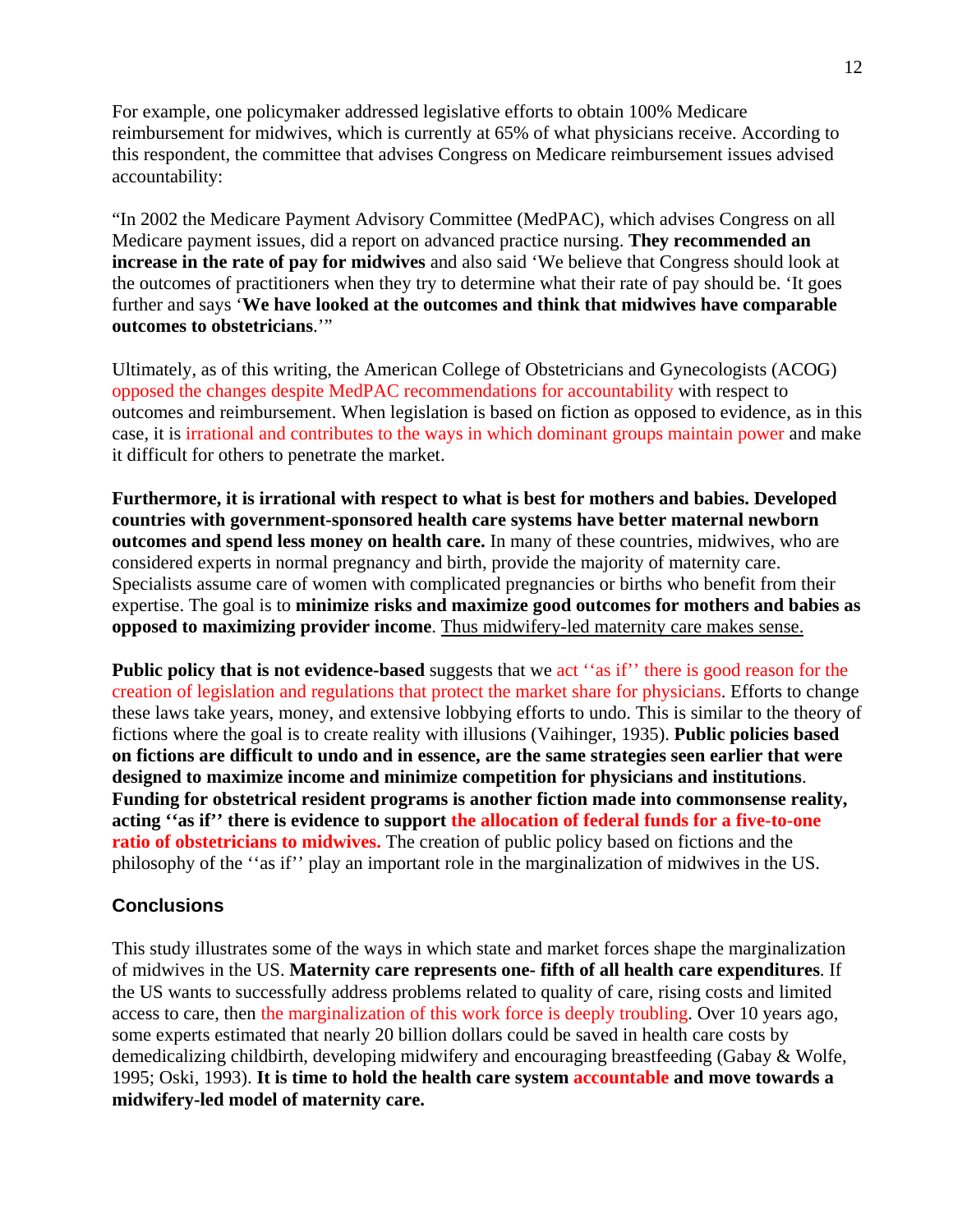For example, one policymaker addressed legislative efforts to obtain 100% Medicare reimbursement for midwives, which is currently at 65% of what physicians receive. According to this respondent, the committee that advises Congress on Medicare reimbursement issues advised accountability:

"In 2002 the Medicare Payment Advisory Committee (MedPAC), which advises Congress on all Medicare payment issues, did a report on advanced practice nursing. **They recommended an increase in the rate of pay for midwives** and also said 'We believe that Congress should look at the outcomes of practitioners when they try to determine what their rate of pay should be. 'It goes further and says '**We have looked at the outcomes and think that midwives have comparable outcomes to obstetricians**.'"

Ultimately, as of this writing, the American College of Obstetricians and Gynecologists (ACOG) opposed the changes despite MedPAC recommendations for accountability with respect to outcomes and reimbursement. When legislation is based on fiction as opposed to evidence, as in this case, it is irrational and contributes to the ways in which dominant groups maintain power and make it difficult for others to penetrate the market.

**Furthermore, it is irrational with respect to what is best for mothers and babies. Developed countries with government-sponsored health care systems have better maternal newborn outcomes and spend less money on health care.** In many of these countries, midwives, who are considered experts in normal pregnancy and birth, provide the majority of maternity care. Specialists assume care of women with complicated pregnancies or births who benefit from their expertise. The goal is to **minimize risks and maximize good outcomes for mothers and babies as opposed to maximizing provider income**. <u>Thus midwifery-led maternity care makes sense.</u>

**Public policy that is not evidence-based** suggests that we act ''as if'' there is good reason for the creation of legislation and regulations that protect the market share for physicians. Efforts to change these laws take years, money, and extensive lobbying efforts to undo. This is similar to the theory of fictions where the goal is to create reality with illusions (Vaihinger, 1935). **Public policies based on fictions are difficult to undo and in essence, are the same strategies seen earlier that were designed to maximize income and minimize competition for physicians and institutions**. **Funding for obstetrical resident programs is another fiction made into commonsense reality, acting ''as if'' there is evidence to support the allocation of federal funds for a five-to-one ratio of obstetricians to midwives.** The creation of public policy based on fictions and the philosophy of the ''as if'' play an important role in the marginalization of midwives in the US.

## Conclusions

This study illustrates some of the ways in which state and market forces shape the marginalization of midwives in the US. **Maternity care represents one- fifth of all health care expenditures**. If the US wants to successfully address problems related to quality of care, rising costs and limited access to care, then the marginalization of this work force is deeply troubling. Over 10 years ago, some experts estimated that nearly 20 billion dollars could be saved in health care costs by demedicalizing childbirth, developing midwifery and encouraging breastfeeding (Gabay & Wolfe, 1995; Oski, 1993). **It is time to hold the health care system accountable and move towards a midwifery-led model of maternity care.**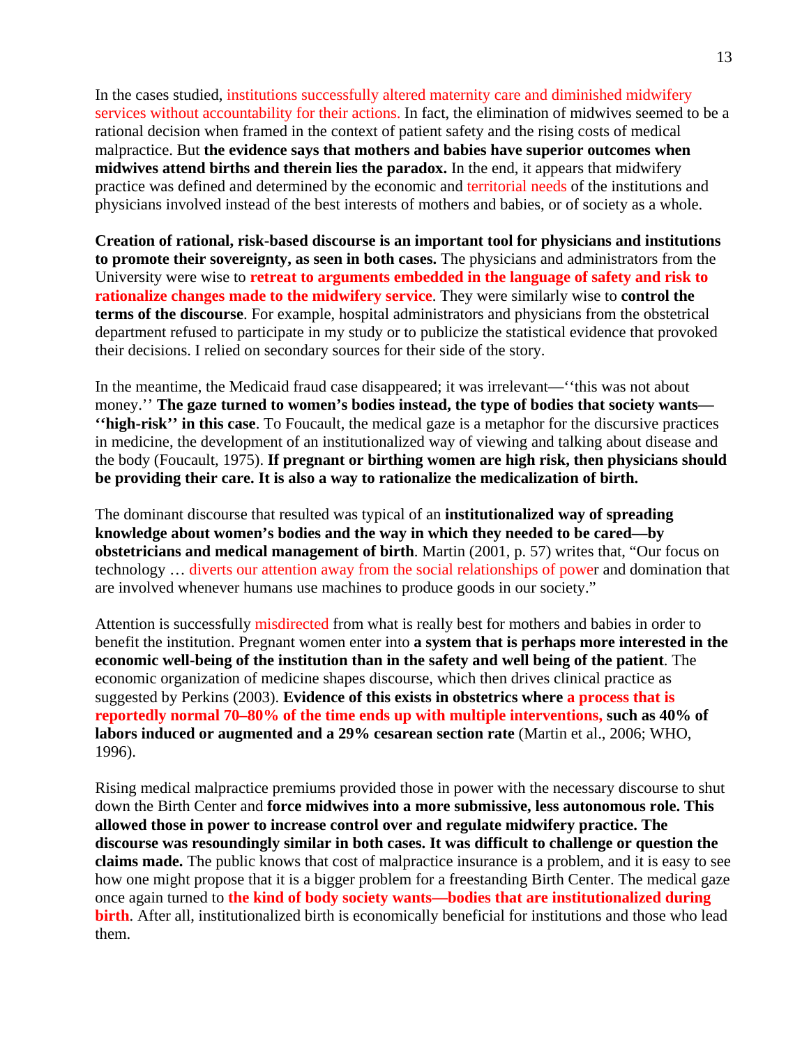In the cases studied, institutions successfully altered maternity care and diminished midwifery services without accountability for their actions. In fact, the elimination of midwives seemed to be a rational decision when framed in the context of patient safety and the rising costs of medical malpractice. But **the evidence says that mothers and babies have superior outcomes when midwives attend births and therein lies the paradox.** In the end, it appears that midwifery practice was defined and determined by the economic and territorial needs of the institutions and physicians involved instead of the best interests of mothers and babies, or of society as a whole.

**Creation of rational, risk-based discourse is an important tool for physicians and institutions to promote their sovereignty, as seen in both cases.** The physicians and administrators from the University were wise to **retreat to arguments embedded in the language of safety and risk to rationalize changes made to the midwifery service**. They were similarly wise to **control the terms of the discourse**. For example, hospital administrators and physicians from the obstetrical department refused to participate in my study or to publicize the statistical evidence that provoked their decisions. I relied on secondary sources for their side of the story.

In the meantime, the Medicaid fraud case disappeared; it was irrelevant—‘‘this was not about money.’’ **The gaze turned to women's bodies instead, the type of bodies that society wants—‘‘high-risk’’ in this case**. To Foucault, the medical gaze is a metaphor for the discursive practices in medicine, the development of an institutionalized way of viewing and talking about disease and the body (Foucault, 1975). **If pregnant or birthing women are high risk, then physicians should be providing their care. It is also a way to rationalize the medicalization of birth.**

The dominant discourse that resulted was typical of an **institutionalized way of spreading knowledge about women's bodies and the way in which they needed to be cared—by obstetricians and medical management of birth**. Martin (2001, p. 57) writes that, "Our focus on technology … diverts our attention away from the social relationships of power and domination that are involved whenever humans use machines to produce goods in our society."

Attention is successfully misdirected from what is really best for mothers and babies in order to benefit the institution. Pregnant women enter into **a system that is perhaps more interested in the economic well-being of the institution than in the safety and well being of the patient**. The economic organization of medicine shapes discourse, which then drives clinical practice as suggested by Perkins (2003). **Evidence of this exists in obstetrics where a process that is reportedly normal 70–80% of the time ends up with multiple interventions, such as 40% of labors induced or augmented and a 29% cesarean section rate** (Martin et al., 2006; WHO, 1996).

Rising medical malpractice premiums provided those in power with the necessary discourse to shut down the Birth Center and **force midwives into a more submissive, less autonomous role. This allowed those in power to increase control over and regulate midwifery practice. The discourse was resoundingly similar in both cases. It was difficult to challenge or question the claims made.** The public knows that cost of malpractice insurance is a problem, and it is easy to see how one might propose that it is a bigger problem for a freestanding Birth Center. The medical gaze once again turned to **the kind of body society wants—bodies that are institutionalized during birth**. After all, institutionalized birth is economically beneficial for institutions and those who lead them.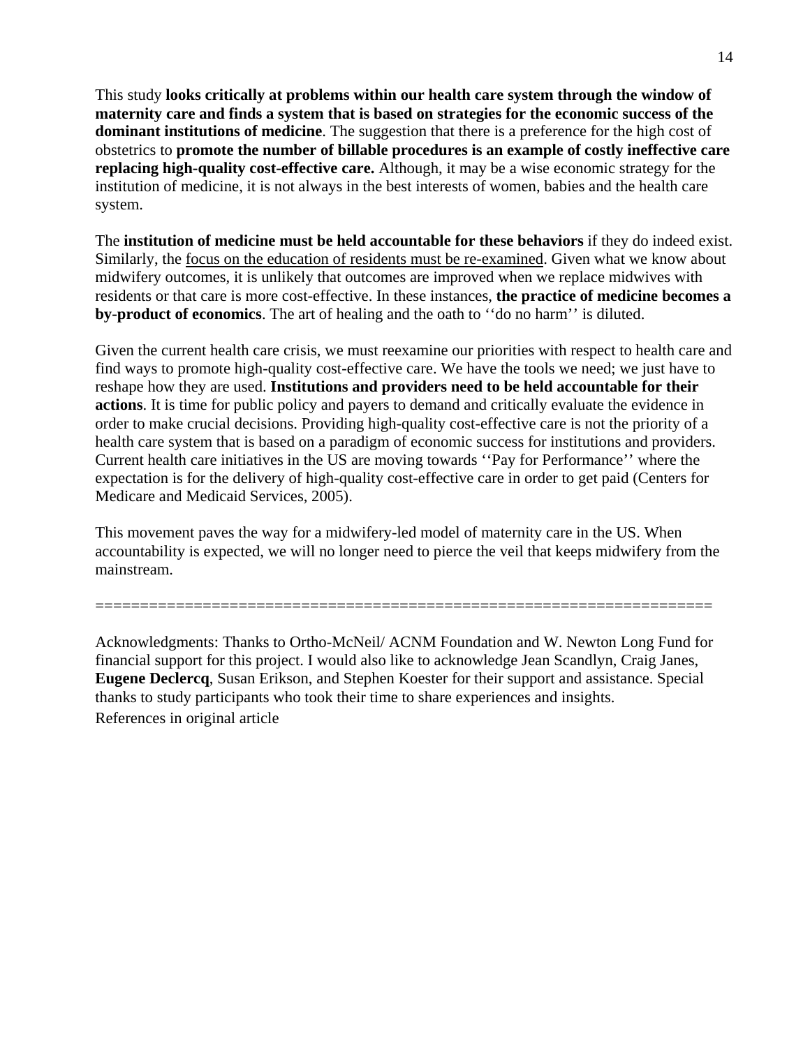This study **looks critically at problems within our health care system through the window of maternity care and finds a system that is based on strategies for the economic success of the dominant institutions of medicine**. The suggestion that there is a preference for the high cost of obstetrics to **promote the number of billable procedures is an example of costly ineffective care replacing high-quality cost-effective care.** Although, it may be a wise economic strategy for the institution of medicine, it is not always in the best interests of women, babies and the health care system.

The **institution of medicine must be held accountable for these behaviors** if they do indeed exist. Similarly, the <u>focus on the education of residents must be re-examined</u>. Given what we know about midwifery outcomes, it is unlikely that outcomes are improved when we replace midwives with residents or that care is more cost-effective. In these instances, **the practice of medicine becomes a by-product of economics**. The art of healing and the oath to ''do no harm'' is diluted.

Given the current health care crisis, we must reexamine our priorities with respect to health care and find ways to promote high-quality cost-effective care. We have the tools we need; we just have to reshape how they are used. **Institutions and providers need to be held accountable for their actions**. It is time for public policy and payers to demand and critically evaluate the evidence in order to make crucial decisions. Providing high-quality cost-effective care is not the priority of a health care system that is based on a paradigm of economic success for institutions and providers. Current health care initiatives in the US are moving towards ''Pay for Performance'' where the expectation is for the delivery of high-quality cost-effective care in order to get paid (Centers for Medicare and Medicaid Services, 2005).

This movement paves the way for a midwifery-led model of maternity care in the US. When accountability is expected, we will no longer need to pierce the veil that keeps midwifery from the mainstream.

==================================================================

Acknowledgments: Thanks to Ortho-McNeil/ ACNM Foundation and W. Newton Long Fund for financial support for this project. I would also like to acknowledge Jean Scandlyn, Craig Janes, **Eugene Declercq**, Susan Erikson, and Stephen Koester for their support and assistance. Special thanks to study participants who took their time to share experiences and insights.

References in original article